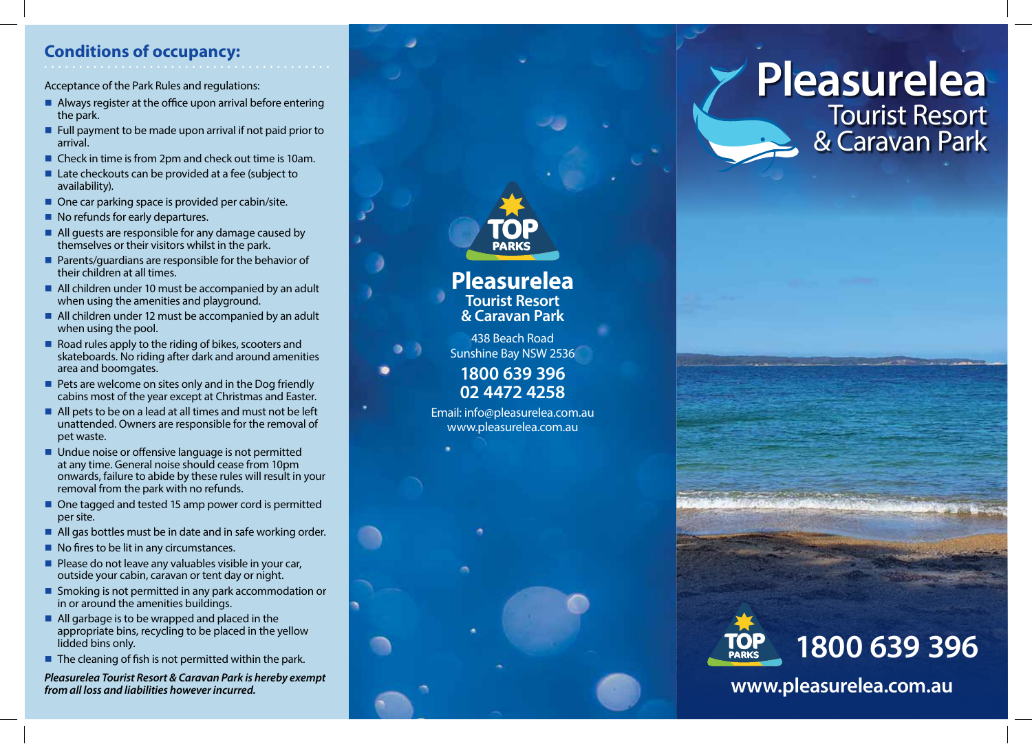## Conditions of occupancy:

Acceptance of the Park Rules and regulations:

- Always register at the office upon arrival before entering the park.
- Full payment to be made upon arrival if not paid prior to arrival.
- Check in time is from 2pm and check out time is 10am.
- Late checkouts can be provided at a fee (subject to availability).
- One car parking space is provided per cabin/site.
- No refunds for early departures.
- All guests are responsible for any damage caused by themselves or their visitors whilst in the park.
- Parents/guardians are responsible for the behavior of their children at all times.
- All children under 10 must be accompanied by an adult when using the amenities and playground.
- All children under 12 must be accompanied by an adult when using the pool.
- Road rules apply to the riding of bikes, scooters and skateboards. No riding after dark and around amenities area and boomgates.
- Pets are welcome on sites only and in the Dog friendly cabins most of the year except at Christmas and Easter.
- All pets to be on a lead at all times and must not be left unattended. Owners are responsible for the removal of pet waste.
- Undue noise or offensive language is not permitted at any time. General noise should cease from 10pm onwards, failure to abide by these rules will result in your removal from the park with no refunds.
- One tagged and tested 15 amp power cord is permitted per site.
- All gas bottles must be in date and in safe working order.
- No fires to be lit in any circumstances.
- Please do not leave any valuables visible in your car, outside your cabin, caravan or tent day or night.
- Smoking is not permitted in any park accommodation or in or around the amenities buildings.
- All garbage is to be wrapped and placed in the appropriate bins, recycling to be placed in the yellow lidded bins only.
- The cleaning of fish is not permitted within the park.

***Pleasurelea Tourist Resort & Caravan Park is hereby exempt from all loss and liabilities however incurred.***

TOP PARKS

# Pleasurelea
### Tourist Resort & Caravan Park

438 Beach Road
Sunshine Bay NSW 2536

**1800 639 396**
**02 4472 4258**

Email: info@pleasurelea.com.au
www.pleasurelea.com.au

# Pleasurelea
## Tourist Resort & Caravan Park

TOP PARKS

**1800 639 396**

**www.pleasurelea.com.au**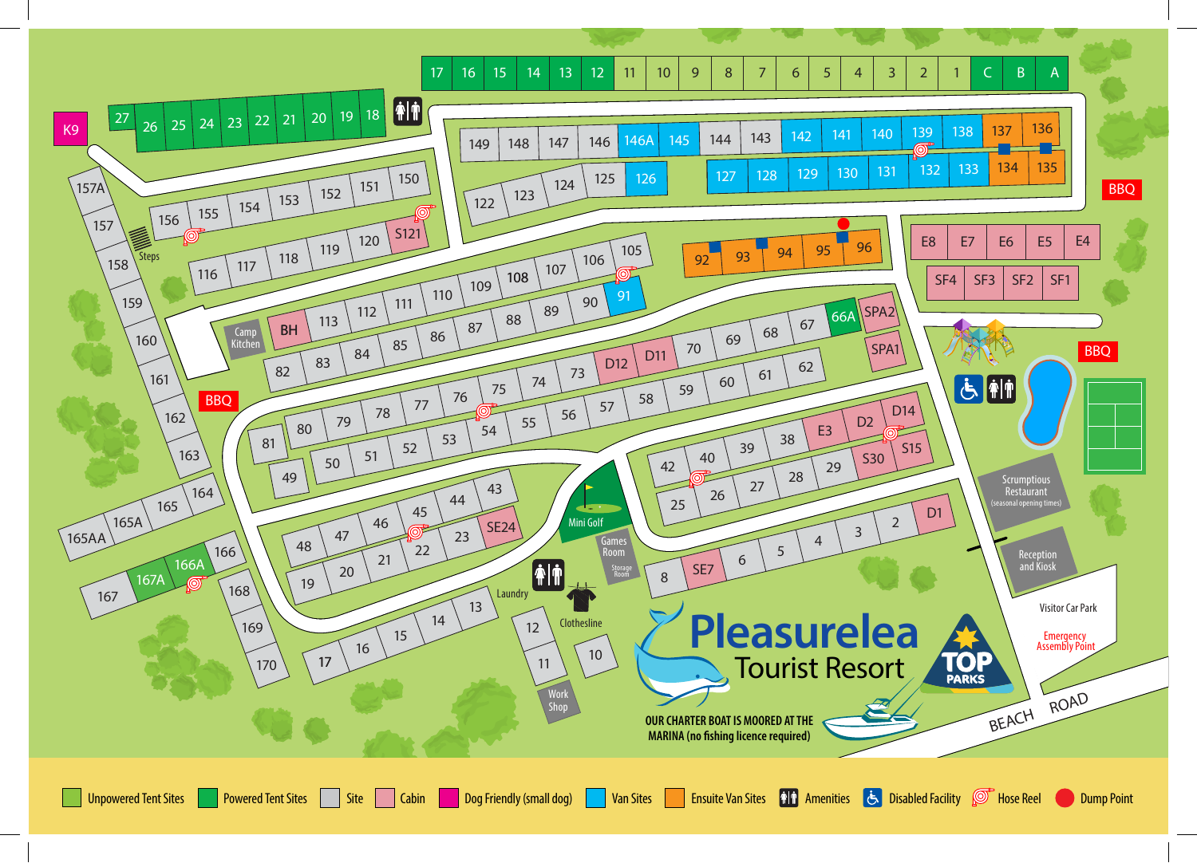# Pleasurelea Tourist Resort

TOP PARKS

OUR CHARTER BOAT IS MOORED AT THE MARINA (no fishing licence required)

K9

27 26 25 24 23 22 21 20 19 18

17 16 15 14 13 12 11 10 9 8 7 6 5 4 3 2 1 C B A

149 148 147 146 146A 145 144 143 142 141 140 139 138 137 136

122 123 124 125 126

127 128 129 130 131 132 133 134 135

BBQ

157A 157 158 159 160 161 162 163 164 165 165A 165AA 166 166A 167 167A 168 169 170

156 155 154 153 152 151 150

Steps

116 117 118 119 120 S121

105 106 107 108 109 110 111 112 113 BH

Camp Kitchen

92 93 94 95 96

91 90 89 88 87 86 85 84 83 82

E8 E7 E6 E5 E4

SF4 SF3 SF2 SF1

66A SPA2 SPA1

67 68 69 70 D11 D12 73 74 75 76 77 78 79 80 81

BBQ

62 61 60 59 58 57 56 55 54 53 52 51 50 49

BBQ

D14 D2 E3 38 39 40 42

S15 S30 29 28 27 26 25

43 44 45 46 47 48

SE24 23 22 21 20 19

Mini Golf

Games Room

Storage Room

D1 2 3 4 5 6 SE7 8

13 14 15 16 17

Laundry

Clothesline

12 11 10

Work Shop

Scrumptious Restaurant (seasonal opening times)

Reception and Kiosk

Visitor Car Park

Emergency Assembly Point

BEACH ROAD

Unpowered Tent Sites | Powered Tent Sites | Site | Cabin | Dog Friendly (small dog) | Van Sites | Ensuite Van Sites | Amenities | Disabled Facility | Hose Reel | Dump Point